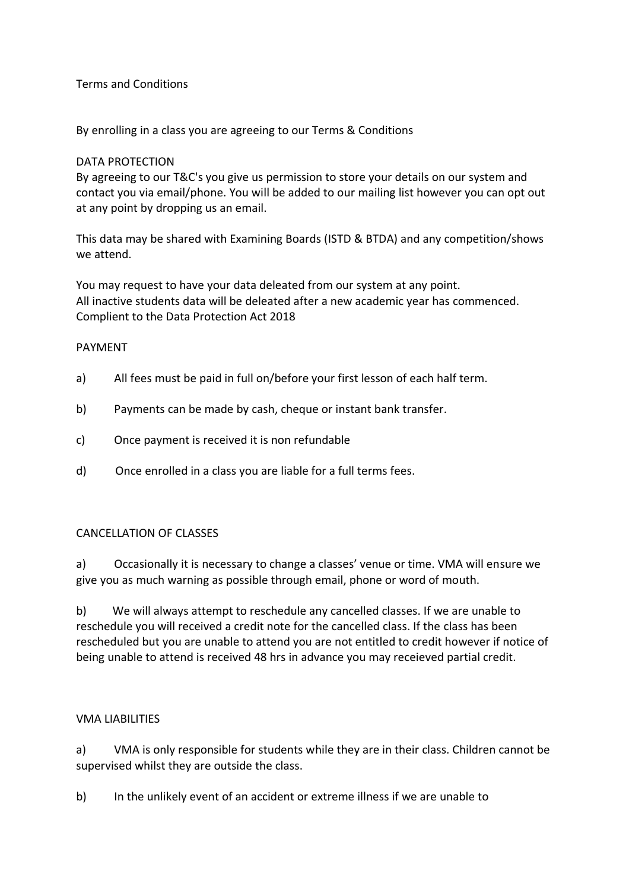# Terms and Conditions

By enrolling in a class you are agreeing to our Terms & Conditions

## DATA PROTECTION

By agreeing to our T&C's you give us permission to store your details on our system and contact you via email/phone. You will be added to our mailing list however you can opt out at any point by dropping us an email.

This data may be shared with Examining Boards (ISTD & BTDA) and any competition/shows we attend.

You may request to have your data deleated from our system at any point.
All inactive students data will be deleated after a new academic year has commenced.
Complient to the Data Protection Act 2018

## PAYMENT

a) All fees must be paid in full on/before your first lesson of each half term.

b) Payments can be made by cash, cheque or instant bank transfer.

c) Once payment is received it is non refundable

d) Once enrolled in a class you are liable for a full terms fees.

## CANCELLATION OF CLASSES

a) Occasionally it is necessary to change a classes' venue or time. VMA will ensure we give you as much warning as possible through email, phone or word of mouth.

b) We will always attempt to reschedule any cancelled classes. If we are unable to reschedule you will received a credit note for the cancelled class. If the class has been rescheduled but you are unable to attend you are not entitled to credit however if notice of being unable to attend is received 48 hrs in advance you may receieved partial credit.

## VMA LIABILITIES

a) VMA is only responsible for students while they are in their class. Children cannot be supervised whilst they are outside the class.

b) In the unlikely event of an accident or extreme illness if we are unable to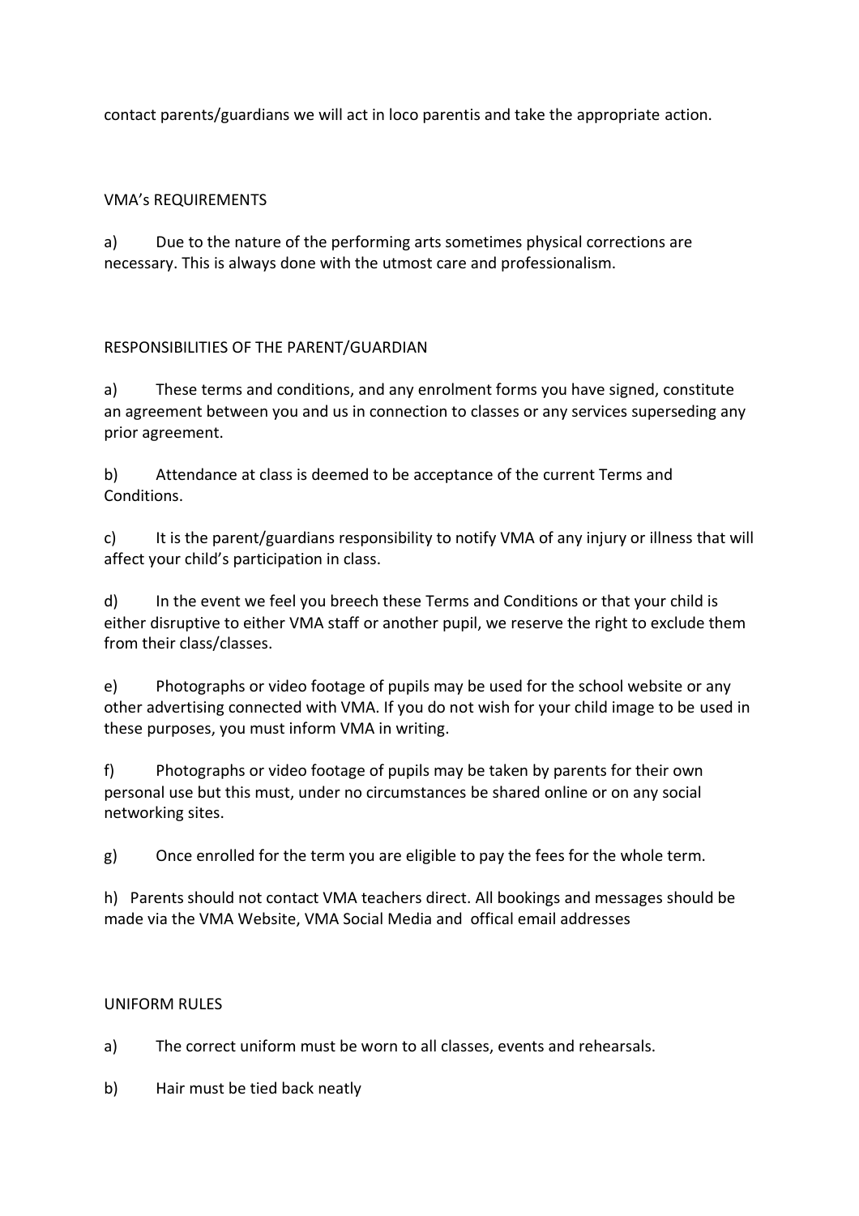contact parents/guardians we will act in loco parentis and take the appropriate action.

## VMA's REQUIREMENTS

a) Due to the nature of the performing arts sometimes physical corrections are necessary. This is always done with the utmost care and professionalism.

## RESPONSIBILITIES OF THE PARENT/GUARDIAN

a) These terms and conditions, and any enrolment forms you have signed, constitute an agreement between you and us in connection to classes or any services superseding any prior agreement.

b) Attendance at class is deemed to be acceptance of the current Terms and Conditions.

c) It is the parent/guardians responsibility to notify VMA of any injury or illness that will affect your child's participation in class.

d) In the event we feel you breech these Terms and Conditions or that your child is either disruptive to either VMA staff or another pupil, we reserve the right to exclude them from their class/classes.

e) Photographs or video footage of pupils may be used for the school website or any other advertising connected with VMA. If you do not wish for your child image to be used in these purposes, you must inform VMA in writing.

f) Photographs or video footage of pupils may be taken by parents for their own personal use but this must, under no circumstances be shared online or on any social networking sites.

g) Once enrolled for the term you are eligible to pay the fees for the whole term.

h) Parents should not contact VMA teachers direct. All bookings and messages should be made via the VMA Website, VMA Social Media and offical email addresses

## UNIFORM RULES

a) The correct uniform must be worn to all classes, events and rehearsals.

b) Hair must be tied back neatly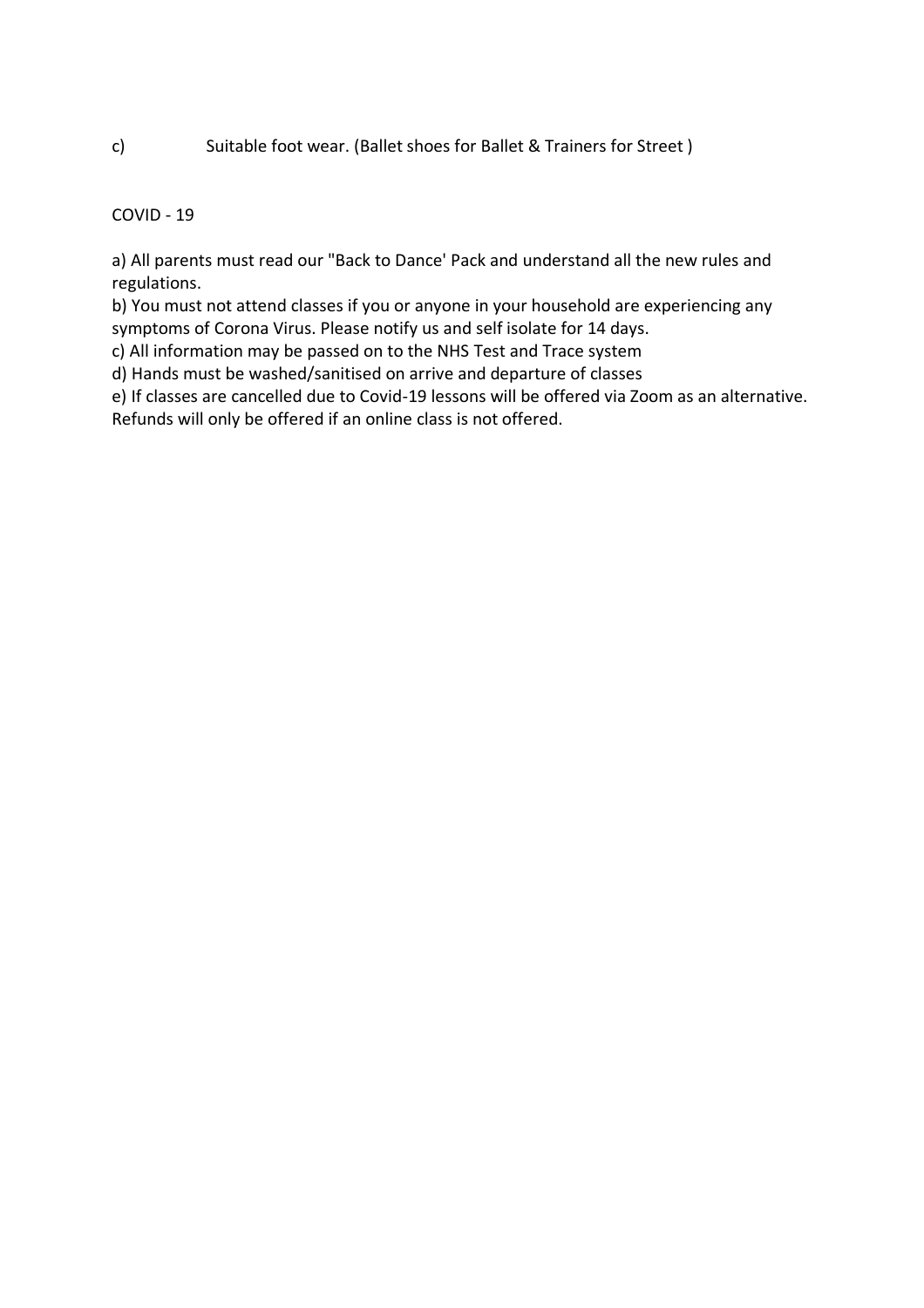c) Suitable foot wear. (Ballet shoes for Ballet & Trainers for Street )

COVID - 19

a) All parents must read our "Back to Dance' Pack and understand all the new rules and regulations.
b) You must not attend classes if you or anyone in your household are experiencing any symptoms of Corona Virus. Please notify us and self isolate for 14 days.
c) All information may be passed on to the NHS Test and Trace system
d) Hands must be washed/sanitised on arrive and departure of classes
e) If classes are cancelled due to Covid-19 lessons will be offered via Zoom as an alternative. Refunds will only be offered if an online class is not offered.